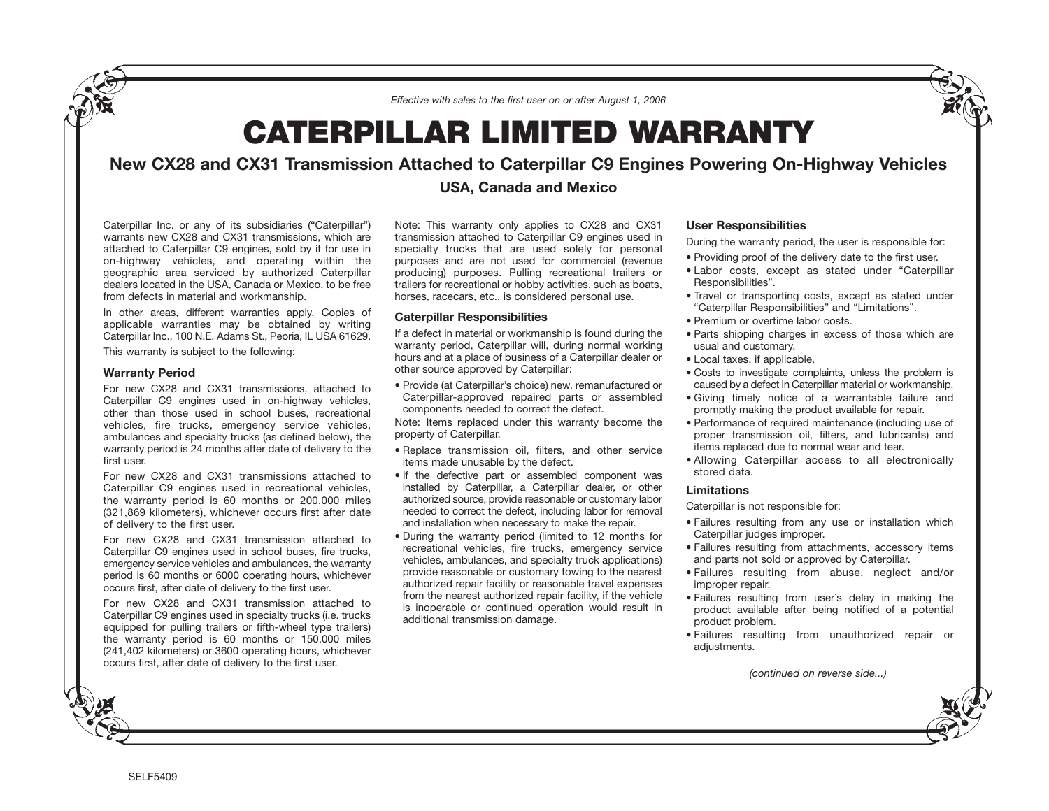*Effective with sales to the first user on or after August 1, 2006*

# CATERPILLAR LIMITED WARRANTY

## New CX28 and CX31 Transmission Attached to Caterpillar C9 Engines Powering On-Highway Vehicles

### USA, Canada and Mexico

Caterpillar Inc. or any of its subsidiaries ("Caterpillar") warrants new CX28 and CX31 transmissions, which are attached to Caterpillar C9 engines, sold by it for use in on-highway vehicles, and operating within the geographic area serviced by authorized Caterpillar dealers located in the USA, Canada or Mexico, to be free from defects in material and workmanship.

In other areas, different warranties apply. Copies of applicable warranties may be obtained by writing Caterpillar Inc., 100 N.E. Adams St., Peoria, IL USA 61629.

This warranty is subject to the following:

### Warranty Period

For new CX28 and CX31 transmissions, attached to Caterpillar C9 engines used in on-highway vehicles, other than those used in school buses, recreational vehicles, fire trucks, emergency service vehicles, ambulances and specialty trucks (as defined below), the warranty period is 24 months after date of delivery to the first user.

For new CX28 and CX31 transmissions attached to Caterpillar C9 engines used in recreational vehicles, the warranty period is 60 months or 200,000 miles (321,869 kilometers), whichever occurs first after date of delivery to the first user.

For new CX28 and CX31 transmission attached to Caterpillar C9 engines used in school buses, fire trucks, emergency service vehicles and ambulances, the warranty period is 60 months or 6000 operating hours, whichever occurs first, after date of delivery to the first user.

For new CX28 and CX31 transmission attached to Caterpillar C9 engines used in specialty trucks (i.e. trucks equipped for pulling trailers or fifth-wheel type trailers) the warranty period is 60 months or 150,000 miles (241,402 kilometers) or 3600 operating hours, whichever occurs first, after date of delivery to the first user.

Note: This warranty only applies to CX28 and CX31 transmission attached to Caterpillar C9 engines used in specialty trucks that are used solely for personal purposes and are not used for commercial (revenue producing) purposes. Pulling recreational trailers or trailers for recreational or hobby activities, such as boats, horses, racecars, etc., is considered personal use.

### Caterpillar Responsibilities

If a defect in material or workmanship is found during the warranty period, Caterpillar will, during normal working hours and at a place of business of a Caterpillar dealer or other source approved by Caterpillar:

- Provide (at Caterpillar's choice) new, remanufactured or Caterpillar-approved repaired parts or assembled components needed to correct the defect.

Note: Items replaced under this warranty become the property of Caterpillar.

- Replace transmission oil, filters, and other service items made unusable by the defect.
- If the defective part or assembled component was installed by Caterpillar, a Caterpillar dealer, or other authorized source, provide reasonable or customary labor needed to correct the defect, including labor for removal and installation when necessary to make the repair.
- During the warranty period (limited to 12 months for recreational vehicles, fire trucks, emergency service vehicles, ambulances, and specialty truck applications) provide reasonable or customary towing to the nearest authorized repair facility or reasonable travel expenses from the nearest authorized repair facility, if the vehicle is inoperable or continued operation would result in additional transmission damage.

### User Responsibilities

During the warranty period, the user is responsible for:

- Providing proof of the delivery date to the first user.
- Labor costs, except as stated under "Caterpillar Responsibilities".
- Travel or transporting costs, except as stated under "Caterpillar Responsibilities" and "Limitations".
- Premium or overtime labor costs.
- Parts shipping charges in excess of those which are usual and customary.
- Local taxes, if applicable.
- Costs to investigate complaints, unless the problem is caused by a defect in Caterpillar material or workmanship.
- Giving timely notice of a warrantable failure and promptly making the product available for repair.
- Performance of required maintenance (including use of proper transmission oil, filters, and lubricants) and items replaced due to normal wear and tear.
- Allowing Caterpillar access to all electronically stored data.

### Limitations

Caterpillar is not responsible for:

- Failures resulting from any use or installation which Caterpillar judges improper.
- Failures resulting from attachments, accessory items and parts not sold or approved by Caterpillar.
- Failures resulting from abuse, neglect and/or improper repair.
- Failures resulting from user's delay in making the product available after being notified of a potential product problem.
- Failures resulting from unauthorized repair or adjustments.

*(continued on reverse side...)*

SELF5409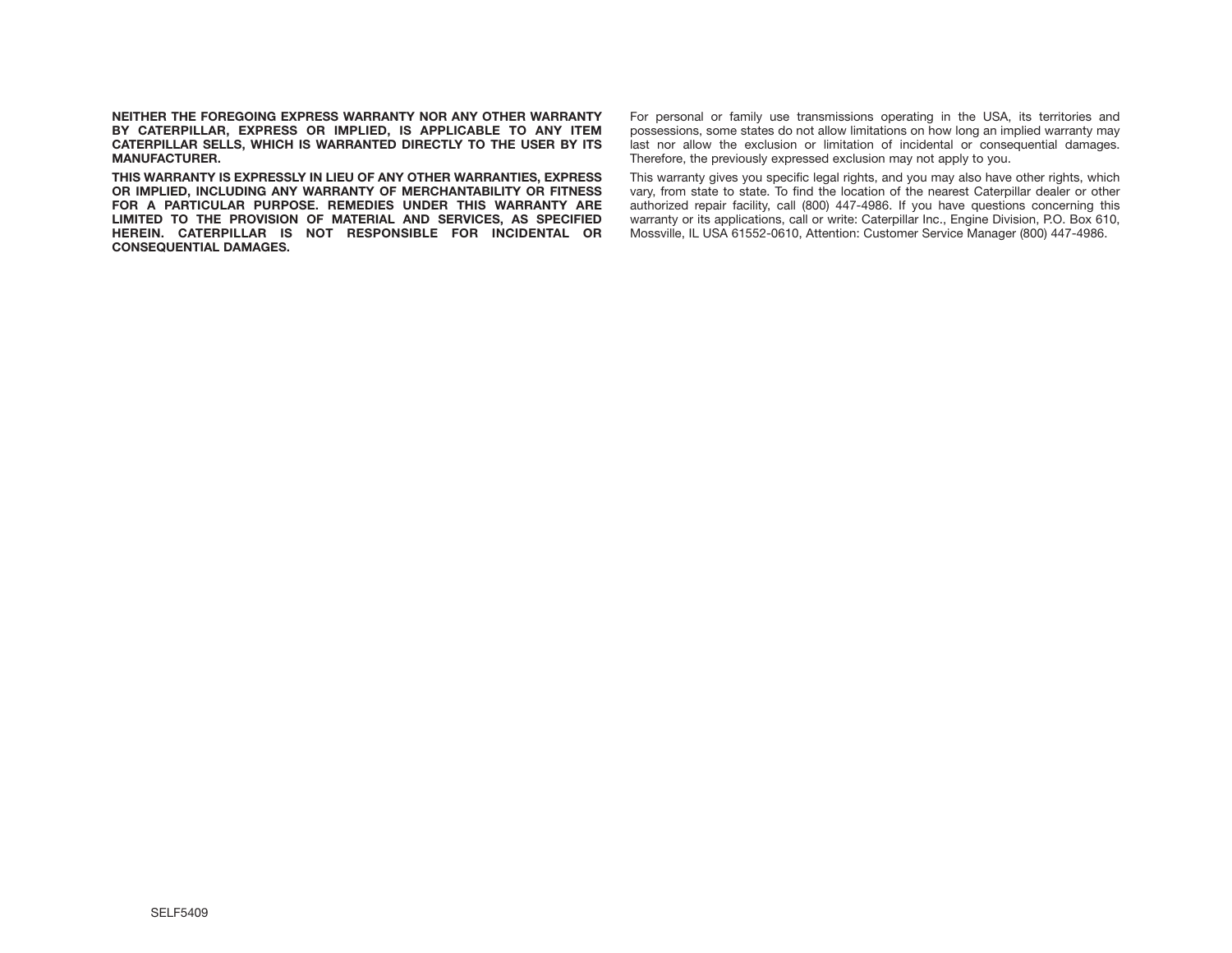**NEITHER THE FOREGOING EXPRESS WARRANTY NOR ANY OTHER WARRANTY BY CATERPILLAR, EXPRESS OR IMPLIED, IS APPLICABLE TO ANY ITEM CATERPILLAR SELLS, WHICH IS WARRANTED DIRECTLY TO THE USER BY ITS MANUFACTURER.**

**THIS WARRANTY IS EXPRESSLY IN LIEU OF ANY OTHER WARRANTIES, EXPRESS OR IMPLIED, INCLUDING ANY WARRANTY OF MERCHANTABILITY OR FITNESS FOR A PARTICULAR PURPOSE. REMEDIES UNDER THIS WARRANTY ARE LIMITED TO THE PROVISION OF MATERIAL AND SERVICES, AS SPECIFIED HEREIN. CATERPILLAR IS NOT RESPONSIBLE FOR INCIDENTAL OR CONSEQUENTIAL DAMAGES.**

For personal or family use transmissions operating in the USA, its territories and possessions, some states do not allow limitations on how long an implied warranty may last nor allow the exclusion or limitation of incidental or consequential damages. Therefore, the previously expressed exclusion may not apply to you.

This warranty gives you specific legal rights, and you may also have other rights, which vary, from state to state. To find the location of the nearest Caterpillar dealer or other authorized repair facility, call (800) 447-4986. If you have questions concerning this warranty or its applications, call or write: Caterpillar Inc., Engine Division, P.O. Box 610, Mossville, IL USA 61552-0610, Attention: Customer Service Manager (800) 447-4986.

SELF5409